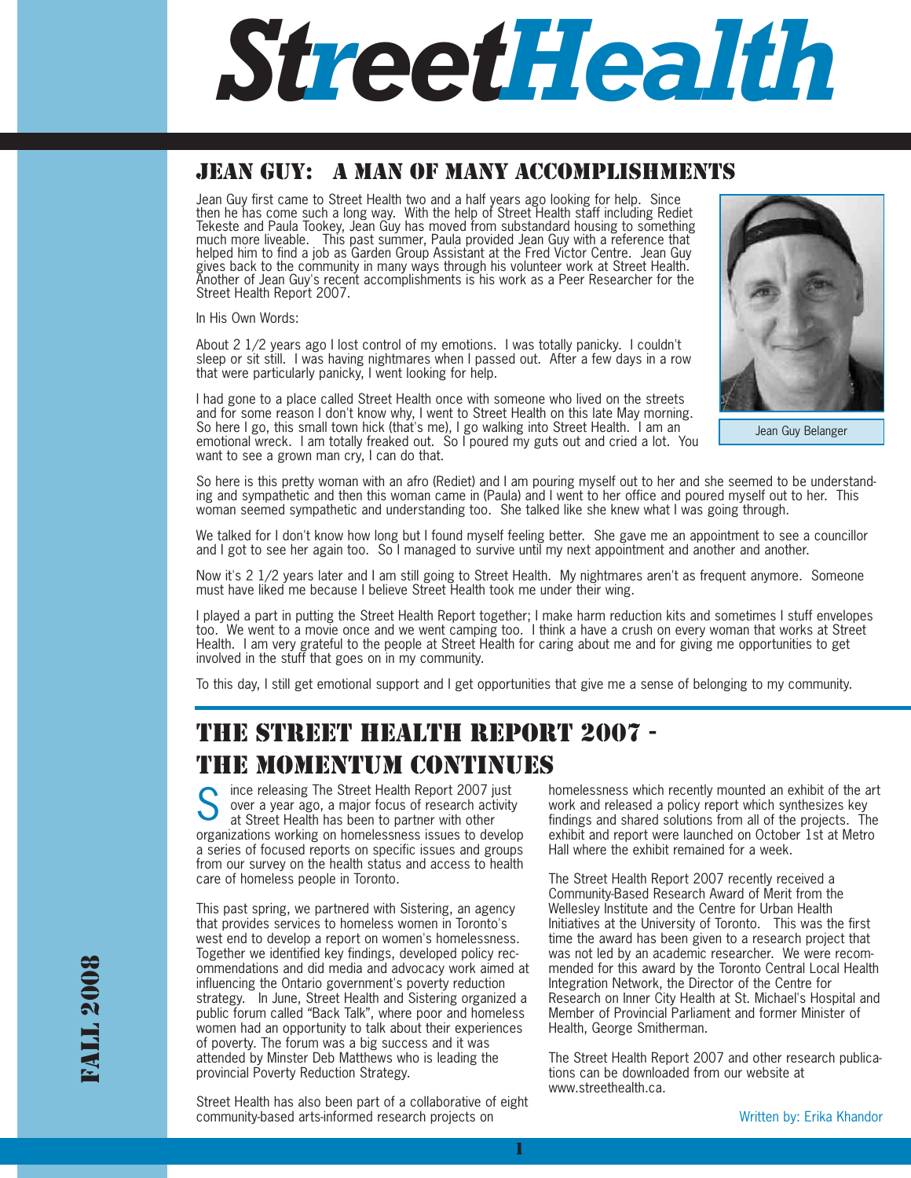# StreetHealth

## JEAN GUY: A MAN OF MANY ACCOMPLISHMENTS

Jean Guy first came to Street Health two and a half years ago looking for help. Since then he has come such a long way. With the help of Street Health staff including Rediet Tekeste and Paula Tookey, Jean Guy has moved from substandard housing to something much more liveable. This past summer, Paula provided Jean Guy with a reference that helped him to find a job as Garden Group Assistant at the Fred Victor Centre. Jean Guy gives back to the community in many ways through his volunteer work at Street Health. Another of Jean Guy's recent accomplishments is his work as a Peer Researcher for the Street Health Report 2007.

Jean Guy Belanger

In His Own Words:

About 2 1/2 years ago I lost control of my emotions. I was totally panicky. I couldn't sleep or sit still. I was having nightmares when I passed out. After a few days in a row that were particularly panicky, I went looking for help.

I had gone to a place called Street Health once with someone who lived on the streets and for some reason I don't know why, I went to Street Health on this late May morning. So here I go, this small town hick (that's me), I go walking into Street Health. I am an emotional wreck. I am totally freaked out. So I poured my guts out and cried a lot. You want to see a grown man cry, I can do that.

So here is this pretty woman with an afro (Rediet) and I am pouring myself out to her and she seemed to be understanding and sympathetic and then this woman came in (Paula) and I went to her office and poured myself out to her. This woman seemed sympathetic and understanding too. She talked like she knew what I was going through.

We talked for I don't know how long but I found myself feeling better. She gave me an appointment to see a councillor and I got to see her again too. So I managed to survive until my next appointment and another and another.

Now it's 2 1/2 years later and I am still going to Street Health. My nightmares aren't as frequent anymore. Someone must have liked me because I believe Street Health took me under their wing.

I played a part in putting the Street Health Report together; I make harm reduction kits and sometimes I stuff envelopes too. We went to a movie once and we went camping too. I think a have a crush on every woman that works at Street Health. I am very grateful to the people at Street Health for caring about me and for giving me opportunities to get involved in the stuff that goes on in my community.

To this day, I still get emotional support and I get opportunities that give me a sense of belonging to my community.

## THE STREET HEALTH REPORT 2007 - THE MOMENTUM CONTINUES

Since releasing The Street Health Report 2007 just over a year ago, a major focus of research activity at Street Health has been to partner with other organizations working on homelessness issues to develop a series of focused reports on specific issues and groups from our survey on the health status and access to health care of homeless people in Toronto.

This past spring, we partnered with Sistering, an agency that provides services to homeless women in Toronto's west end to develop a report on women's homelessness. Together we identified key findings, developed policy recommendations and did media and advocacy work aimed at influencing the Ontario government's poverty reduction strategy. In June, Street Health and Sistering organized a public forum called "Back Talk", where poor and homeless women had an opportunity to talk about their experiences of poverty. The forum was a big success and it was attended by Minster Deb Matthews who is leading the provincial Poverty Reduction Strategy.

Street Health has also been part of a collaborative of eight community-based arts-informed research projects on homelessness which recently mounted an exhibit of the art work and released a policy report which synthesizes key findings and shared solutions from all of the projects. The exhibit and report were launched on October 1st at Metro Hall where the exhibit remained for a week.

The Street Health Report 2007 recently received a Community-Based Research Award of Merit from the Wellesley Institute and the Centre for Urban Health Initiatives at the University of Toronto. This was the first time the award has been given to a research project that was not led by an academic researcher. We were recommended for this award by the Toronto Central Local Health Integration Network, the Director of the Centre for Research on Inner City Health at St. Michael's Hospital and Member of Provincial Parliament and former Minister of Health, George Smitherman.

The Street Health Report 2007 and other research publications can be downloaded from our website at www.streethealth.ca.

Written by: Erika Khandor

FALL 2008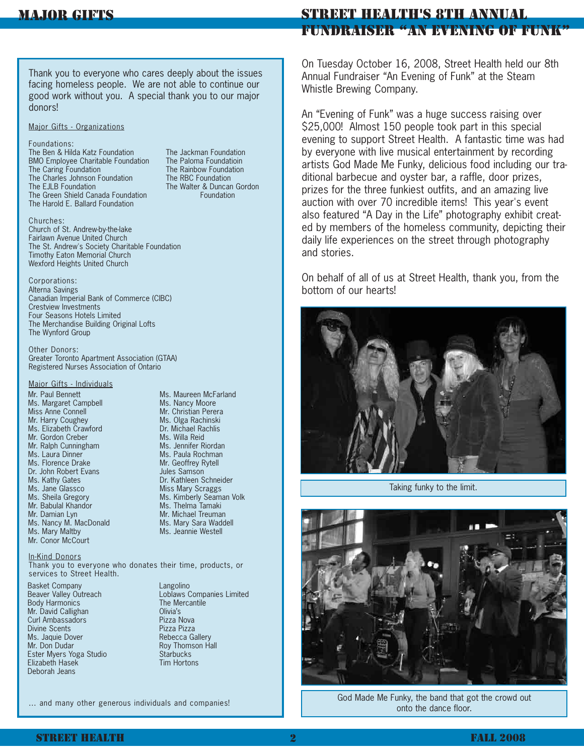# MAJOR GIFTS

Thank you to everyone who cares deeply about the issues facing homeless people. We are not able to continue our good work without you. A special thank you to our major donors!

## Major Gifts - Organizations

Foundations:

- The Ben & Hilda Katz Foundation
- BMO Employee Charitable Foundation
- The Caring Foundation
- The Charles Johnson Foundation
- The EJLB Foundation
- The Green Shield Canada Foundation
- The Harold E. Ballard Foundation
- The Jackman Foundation
- The Paloma Foundatioin
- The Rainbow Foundation
- The RBC Foundation
- The Walter & Duncan Gordon Foundation

Churches:

- Church of St. Andrew-by-the-lake
- Fairlawn Avenue United Church
- The St. Andrew's Society Charitable Foundation
- Timothy Eaton Memorial Church
- Wexford Heights United Church

Corporations:

- Alterna Savings
- Canadian Imperial Bank of Commerce (CIBC)
- Crestview Investments
- Four Seasons Hotels Limited
- The Merchandise Building Original Lofts
- The Wynford Group

Other Donors:

- Greater Toronto Apartment Association (GTAA)
- Registered Nurses Association of Ontario

## Major Gifts - Individuals

- Mr. Paul Bennett
- Ms. Margaret Campbell
- Miss Anne Connell
- Mr. Harry Coughey
- Ms. Elizabeth Crawford
- Mr. Gordon Creber
- Mr. Ralph Cunningham
- Ms. Laura Dinner
- Ms. Florence Drake
- Dr. John Robert Evans
- Ms. Kathy Gates
- Ms. Jane Glassco
- Ms. Sheila Gregory
- Mr. Babulal Khandor
- Mr. Damian Lyn
- Ms. Nancy M. MacDonald
- Ms. Mary Maltby
- Mr. Conor McCourt
- Ms. Maureen McFarland
- Ms. Nancy Moore
- Mr. Christian Perera
- Ms. Olga Rachinski
- Dr. Michael Rachlis
- Ms. Willa Reid
- Ms. Jennifer Riordan
- Ms. Paula Rochman
- Mr. Geoffrey Rytell
- Jules Samson
- Dr. Kathleen Schneider
- Miss Mary Scraggs
- Ms. Kimberly Seaman Volk
- Ms. Thelma Tamaki
- Mr. Michael Treuman
- Ms. Mary Sara Waddell
- Ms. Jeannie Westell

## In-Kind Donors

Thank you to everyone who donates their time, products, or services to Street Health.

- Basket Company
- Beaver Valley Outreach
- Body Harmonics
- Mr. David Callighan
- Curl Ambassadors
- Divine Scents
- Ms. Jaquie Dover
- Mr. Don Dudar
- Ester Myers Yoga Studio
- Elizabeth Hasek
- Deborah Jeans
- Langolino
- Loblaws Companies Limited
- The Mercantile
- Olivia's
- Pizza Nova
- Pizza Pizza
- Rebecca Gallery
- Roy Thomson Hall
- Starbucks
- Tim Hortons

… and many other generous individuals and companies!

# STREET HEALTH'S 8TH ANNUAL FUNDRAISER "AN EVENING OF FUNK"

On Tuesday October 16, 2008, Street Health held our 8th Annual Fundraiser "An Evening of Funk" at the Steam Whistle Brewing Company.

An "Evening of Funk" was a huge success raising over $25,000! Almost 150 people took part in this special evening to support Street Health. A fantastic time was had by everyone with live musical entertainment by recording artists God Made Me Funky, delicious food including our traditional barbecue and oyster bar, a raffle, door prizes, prizes for the three funkiest outfits, and an amazing live auction with over 70 incredible items! This year's event also featured "A Day in the Life" photography exhibit created by members of the homeless community, depicting their daily life experiences on the street through photography and stories.

On behalf of all of us at Street Health, thank you, from the bottom of our hearts!

Taking funky to the limit.

God Made Me Funky, the band that got the crowd out onto the dance floor.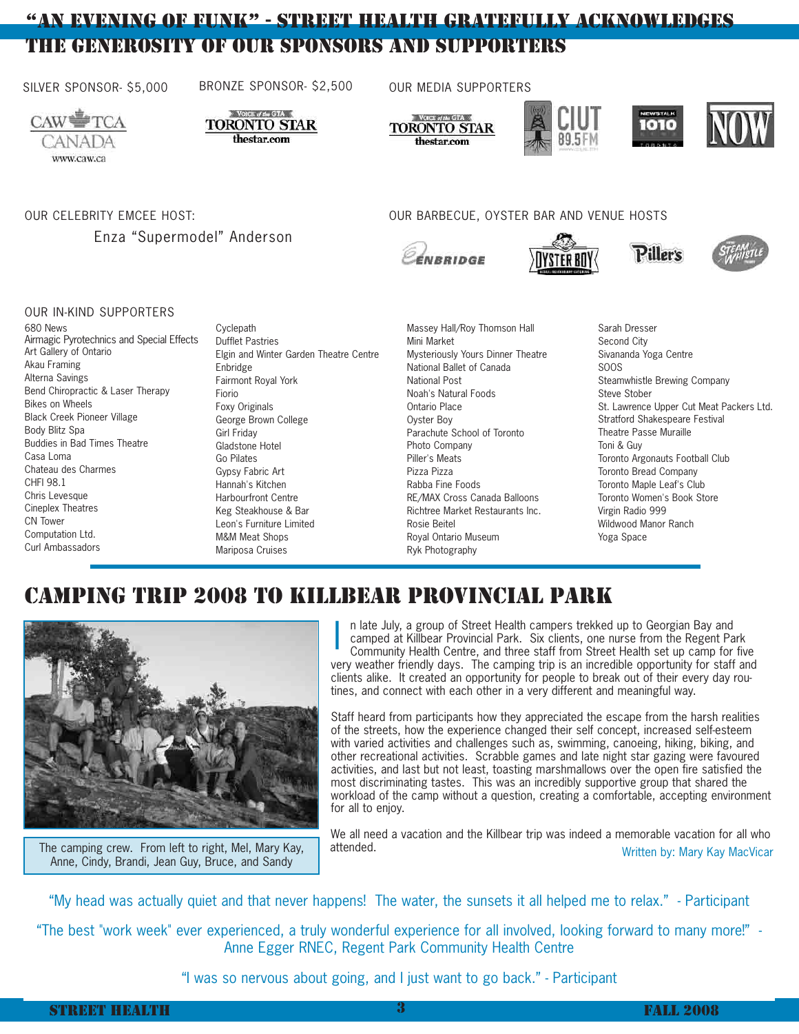# "AN EVENING OF FUNK" - STREET HEALTH GRATEFULLY ACKNOWLEDGES THE GENEROSITY OF OUR SPONSORS AND SUPPORTERS

SILVER SPONSOR- $5,000

CAW TCA CANADA
www.caw.ca

BRONZE SPONSOR- $2,500

TORONTO STAR
thestar.com

OUR MEDIA SUPPORTERS

TORONTO STAR thestar.com · CIUT 89.5FM · NEWSTALK 1010 · NOW

OUR CELEBRITY EMCEE HOST:

Enza "Supermodel" Anderson

OUR BARBECUE, OYSTER BAR AND VENUE HOSTS

ENBRIDGE · OYSTER BOY · Piller's · STEAM WHISTLE

OUR IN-KIND SUPPORTERS

680 News
Airmagic Pyrotechnics and Special Effects
Art Gallery of Ontario
Akau Framing
Alterna Savings
Bend Chiropractic & Laser Therapy
Bikes on Wheels
Black Creek Pioneer Village
Body Blitz Spa
Buddies in Bad Times Theatre
Casa Loma
Chateau des Charmes
CHFI 98.1
Chris Levesque
Cineplex Theatres
CN Tower
Computation Ltd.
Curl Ambassadors
Cyclepath
Dufflet Pastries
Elgin and Winter Garden Theatre Centre
Enbridge
Fairmont Royal York
Fiorio
Foxy Originals
George Brown College
Girl Friday
Gladstone Hotel
Go Pilates
Gypsy Fabric Art
Hannah's Kitchen
Harbourfront Centre
Keg Steakhouse & Bar
Leon's Furniture Limited
M&M Meat Shops
Mariposa Cruises
Massey Hall/Roy Thomson Hall
Mini Market
Mysteriously Yours Dinner Theatre
National Ballet of Canada
National Post
Noah's Natural Foods
Ontario Place
Oyster Boy
Parachute School of Toronto
Photo Company
Piller's Meats
Pizza Pizza
Rabba Fine Foods
RE/MAX Cross Canada Balloons
Richtree Market Restaurants Inc.
Rosie Beitel
Royal Ontario Museum
Ryk Photography
Sarah Dresser
Second City
Sivananda Yoga Centre
SOOS
Steamwhistle Brewing Company
Steve Stober
St. Lawrence Upper Cut Meat Packers Ltd.
Stratford Shakespeare Festival
Theatre Passe Muraille
Toni & Guy
Toronto Argonauts Football Club
Toronto Bread Company
Toronto Maple Leaf's Club
Toronto Women's Book Store
Virgin Radio 999
Wildwood Manor Ranch
Yoga Space

# CAMPING TRIP 2008 TO KILLBEAR PROVINCIAL PARK

The camping crew. From left to right, Mel, Mary Kay, Anne, Cindy, Brandi, Jean Guy, Bruce, and Sandy

In late July, a group of Street Health campers trekked up to Georgian Bay and camped at Killbear Provincial Park. Six clients, one nurse from the Regent Park Community Health Centre, and three staff from Street Health set up camp for five very weather friendly days. The camping trip is an incredible opportunity for staff and clients alike. It created an opportunity for people to break out of their every day routines, and connect with each other in a very different and meaningful way.

Staff heard from participants how they appreciated the escape from the harsh realities of the streets, how the experience changed their self concept, increased self-esteem with varied activities and challenges such as, swimming, canoeing, hiking, biking, and other recreational activities. Scrabble games and late night star gazing were favoured activities, and last but not least, toasting marshmallows over the open fire satisfied the most discriminating tastes. This was an incredibly supportive group that shared the workload of the camp without a question, creating a comfortable, accepting environment for all to enjoy.

We all need a vacation and the Killbear trip was indeed a memorable vacation for all who attended.

Written by: Mary Kay MacVicar

"My head was actually quiet and that never happens! The water, the sunsets it all helped me to relax." - Participant

"The best "work week" ever experienced, a truly wonderful experience for all involved, looking forward to many more!" - Anne Egger RNEC, Regent Park Community Health Centre

"I was so nervous about going, and I just want to go back." - Participant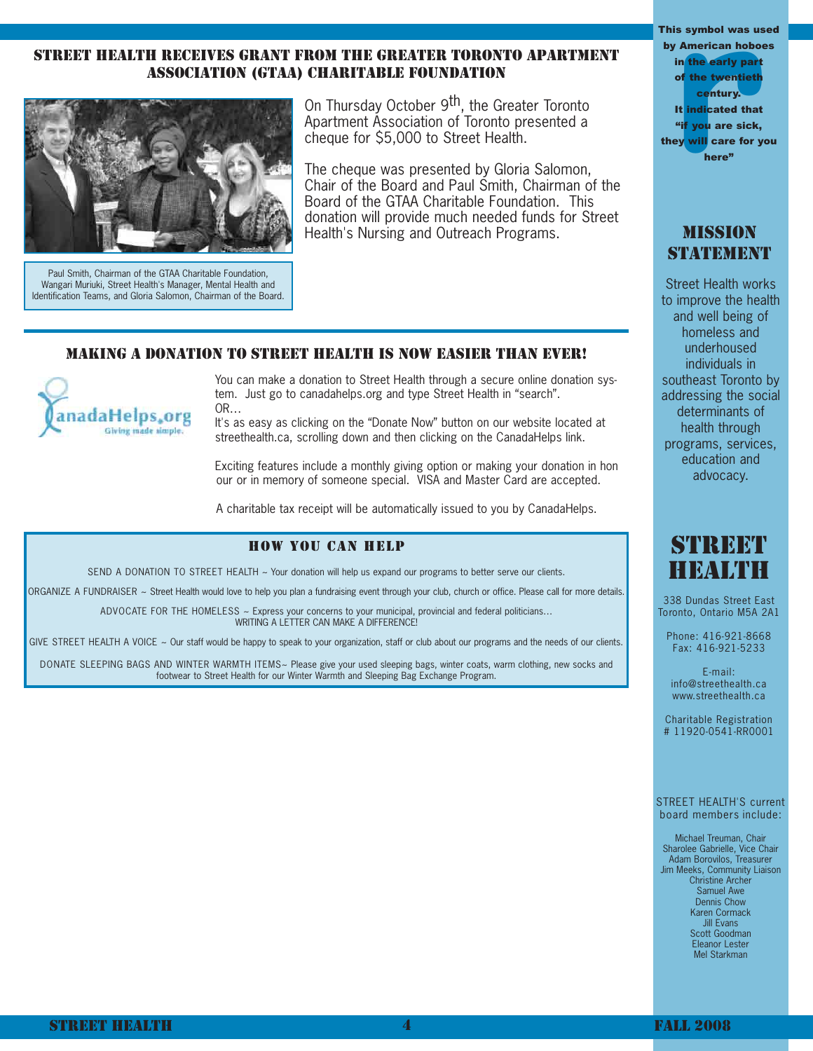## STREET HEALTH RECEIVES GRANT FROM THE GREATER TORONTO APARTMENT ASSOCIATION (GTAA) CHARITABLE FOUNDATION

Paul Smith, Chairman of the GTAA Charitable Foundation, Wangari Muriuki, Street Health's Manager, Mental Health and Identification Teams, and Gloria Salomon, Chairman of the Board.

On Thursday October 9th, the Greater Toronto Apartment Association of Toronto presented a cheque for $5,000 to Street Health.

The cheque was presented by Gloria Salomon, Chair of the Board and Paul Smith, Chairman of the Board of the GTAA Charitable Foundation. This donation will provide much needed funds for Street Health's Nursing and Outreach Programs.

## MAKING A DONATION TO STREET HEALTH IS NOW EASIER THAN EVER!

CanadaHelps.org
Giving made simple.

You can make a donation to Street Health through a secure online donation system. Just go to canadahelps.org and type Street Health in "search".
OR…
It's as easy as clicking on the "Donate Now" button on our website located at streethealth.ca, scrolling down and then clicking on the CanadaHelps link.

Exciting features include a monthly giving option or making your donation in honour or in memory of someone special. VISA and Master Card are accepted.

A charitable tax receipt will be automatically issued to you by CanadaHelps.

## HOW YOU CAN HELP

SEND A DONATION TO STREET HEALTH ~ Your donation will help us expand our programs to better serve our clients.

ORGANIZE A FUNDRAISER ~ Street Health would love to help you plan a fundraising event through your club, church or office. Please call for more details.

ADVOCATE FOR THE HOMELESS ~ Express your concerns to your municipal, provincial and federal politicians… WRITING A LETTER CAN MAKE A DIFFERENCE!

GIVE STREET HEALTH A VOICE ~ Our staff would be happy to speak to your organization, staff or club about our programs and the needs of our clients.

DONATE SLEEPING BAGS AND WINTER WARMTH ITEMS~ Please give your used sleeping bags, winter coats, warm clothing, new socks and footwear to Street Health for our Winter Warmth and Sleeping Bag Exchange Program.

**This symbol was used by American hoboes in the early part of the twentieth century. It indicated that "if you are sick, they will care for you here"**

## MISSION STATEMENT

Street Health works to improve the health and well being of homeless and underhoused individuals in southeast Toronto by addressing the social determinants of health through programs, services, education and advocacy.

## STREET HEALTH

338 Dundas Street East
Toronto, Ontario M5A 2A1

Phone: 416-921-8668
Fax: 416-921-5233

E-mail:
info@streethealth.ca
www.streethealth.ca

Charitable Registration
# 11920-0541-RR0001

STREET HEALTH'S current board members include:

Michael Treuman, Chair
Sharolee Gabrielle, Vice Chair
Adam Borovilos, Treasurer
Jim Meeks, Community Liaison
Christine Archer
Samuel Awe
Dennis Chow
Karen Cormack
Jill Evans
Scott Goodman
Eleanor Lester
Mel Starkman